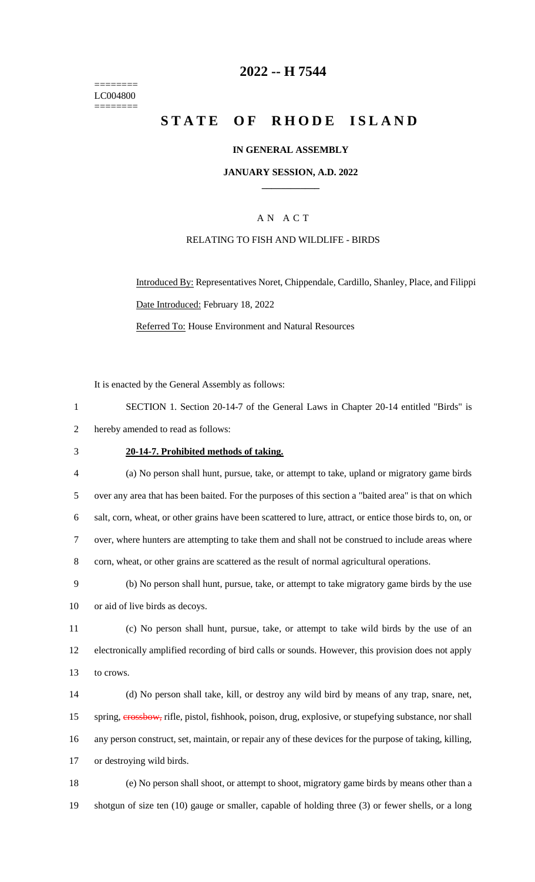========
LC004800
========

# 2022 -- H 7544

# STATE OF RHODE ISLAND

## IN GENERAL ASSEMBLY

### JANUARY SESSION, A.D. 2022

---

## A N A C T

### RELATING TO FISH AND WILDLIFE - BIRDS

Introduced By: Representatives Noret, Chippendale, Cardillo, Shanley, Place, and Filippi

Date Introduced: February 18, 2022

Referred To: House Environment and Natural Resources

It is enacted by the General Assembly as follows:

1 SECTION 1. Section 20-14-7 of the General Laws in Chapter 20-14 entitled "Birds" is
2 hereby amended to read as follows:

3 **20-14-7. Prohibited methods of taking.**

4 (a) No person shall hunt, pursue, take, or attempt to take, upland or migratory game birds
5 over any area that has been baited. For the purposes of this section a "baited area" is that on which
6 salt, corn, wheat, or other grains have been scattered to lure, attract, or entice those birds to, on, or
7 over, where hunters are attempting to take them and shall not be construed to include areas where
8 corn, wheat, or other grains are scattered as the result of normal agricultural operations.

9 (b) No person shall hunt, pursue, take, or attempt to take migratory game birds by the use
10 or aid of live birds as decoys.

11 (c) No person shall hunt, pursue, take, or attempt to take wild birds by the use of an
12 electronically amplified recording of bird calls or sounds. However, this provision does not apply
13 to crows.

14 (d) No person shall take, kill, or destroy any wild bird by means of any trap, snare, net,
15 spring, ~~crossbow,~~ rifle, pistol, fishhook, poison, drug, explosive, or stupefying substance, nor shall
16 any person construct, set, maintain, or repair any of these devices for the purpose of taking, killing,
17 or destroying wild birds.

18 (e) No person shall shoot, or attempt to shoot, migratory game birds by means other than a
19 shotgun of size ten (10) gauge or smaller, capable of holding three (3) or fewer shells, or a long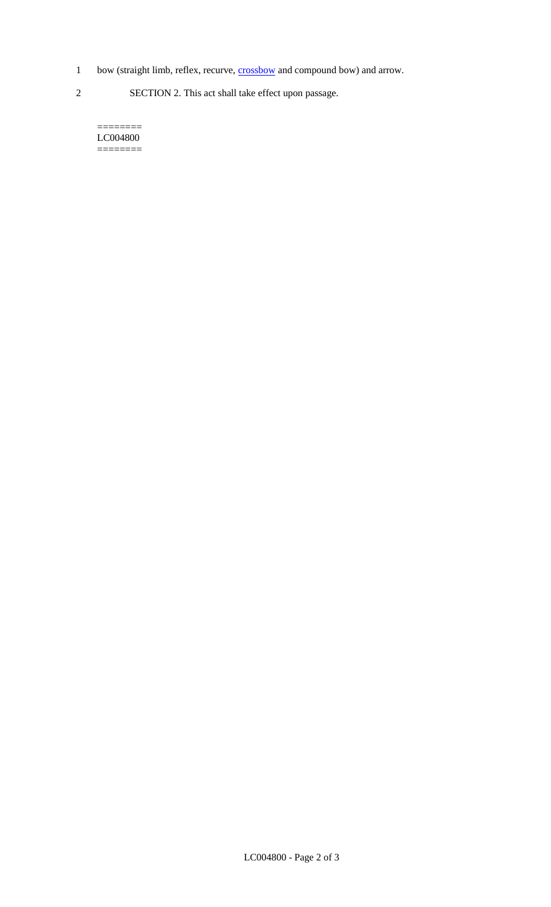1 bow (straight limb, reflex, recurve, crossbow and compound bow) and arrow.

2 SECTION 2. This act shall take effect upon passage.

========
LC004800
========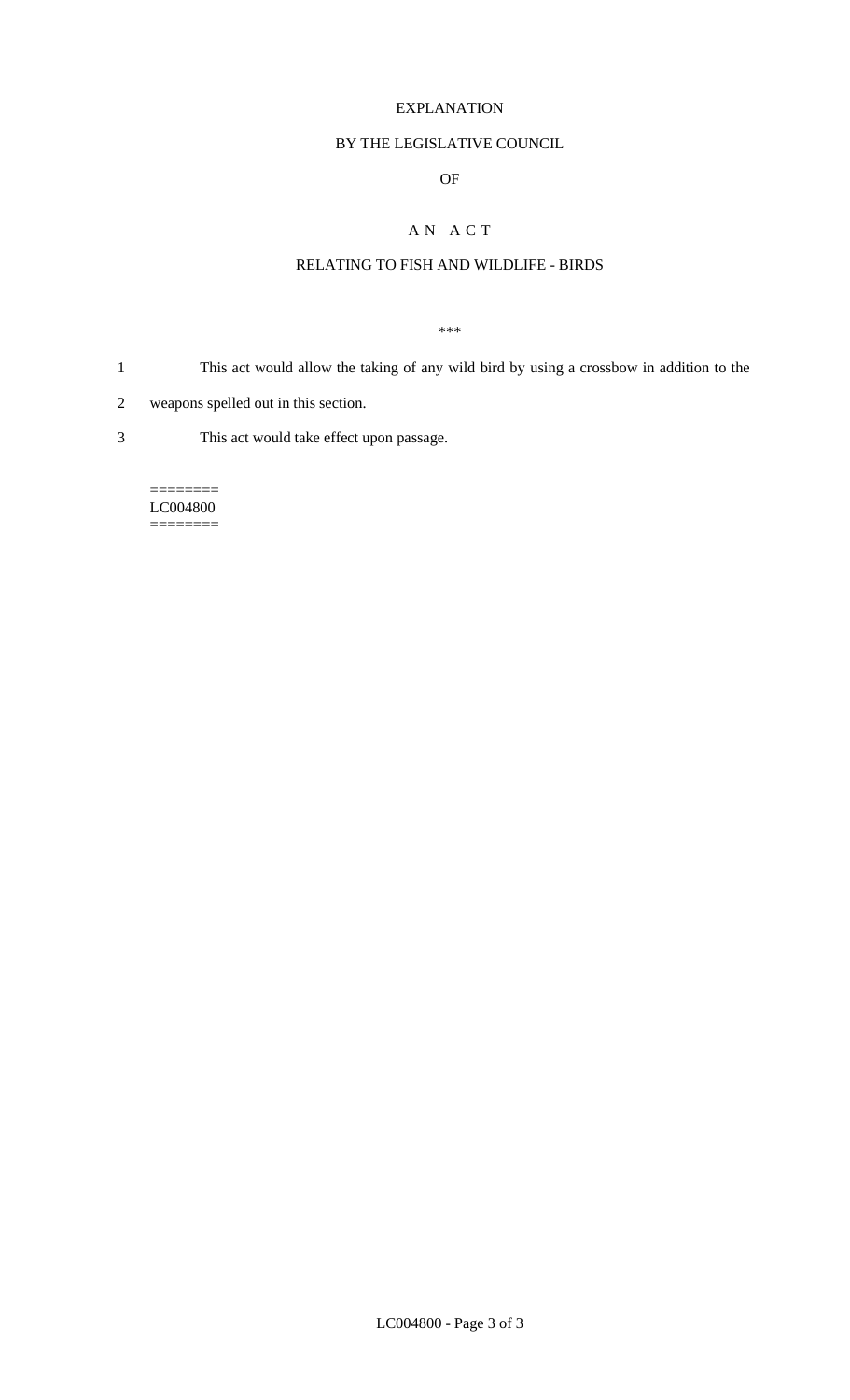EXPLANATION

BY THE LEGISLATIVE COUNCIL

OF

A N A C T

RELATING TO FISH AND WILDLIFE - BIRDS

\*\*\*

1 This act would allow the taking of any wild bird by using a crossbow in addition to the

2 weapons spelled out in this section.

3 This act would take effect upon passage.

========
LC004800
========